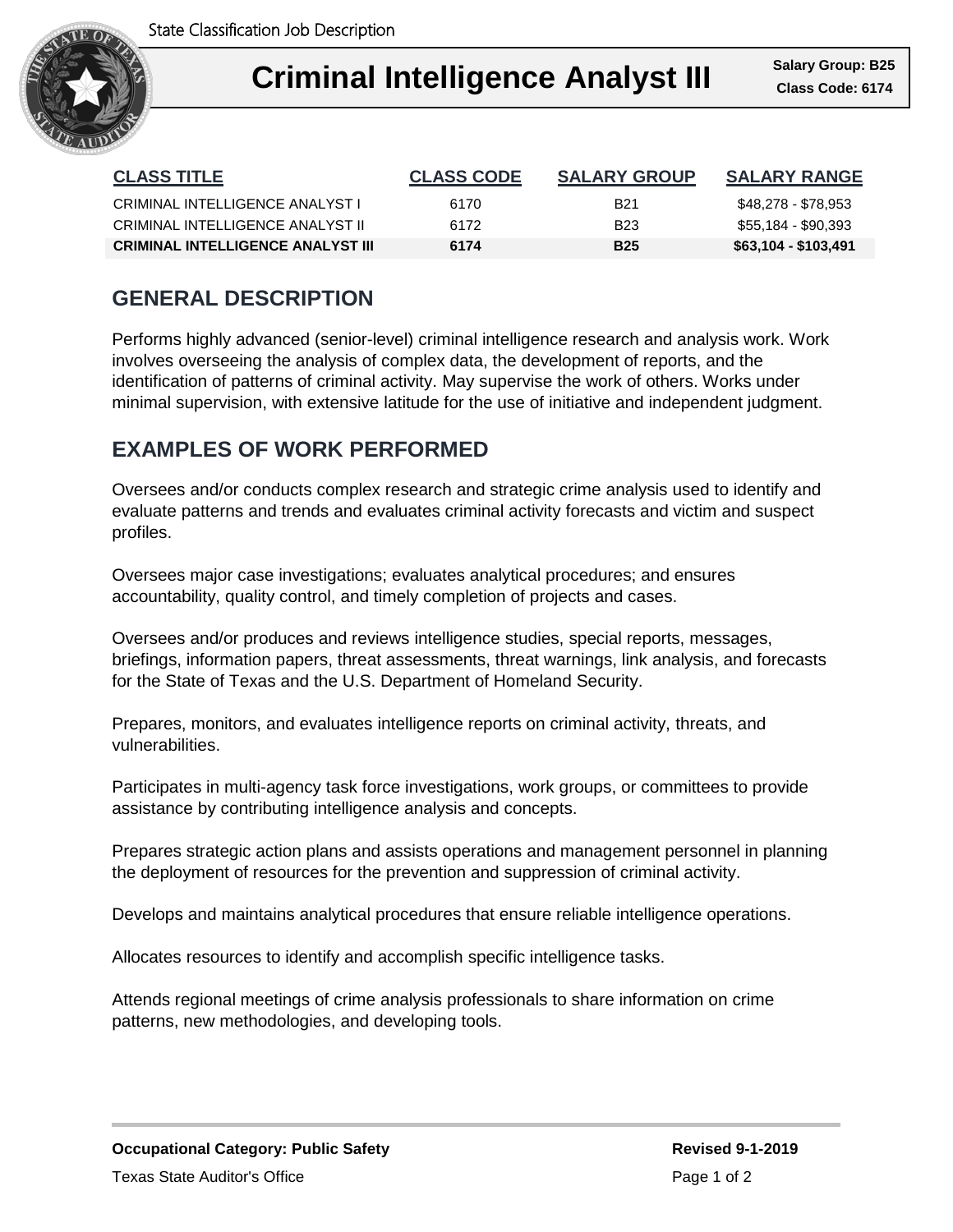State Classification Job Description

# Criminal Intelligence Analyst III

**Salary Group: B25**
**Class Code: 6174**

| CLASS TITLE | CLASS CODE | SALARY GROUP | SALARY RANGE |
|---|---|---|---|
| CRIMINAL INTELLIGENCE ANALYST I | 6170 | B21 | $48,278 - $78,953 |
| CRIMINAL INTELLIGENCE ANALYST II | 6172 | B23 | $55,184 - $90,393 |
| **CRIMINAL INTELLIGENCE ANALYST III** | **6174** | **B25** | **$63,104 - $103,491** |

## GENERAL DESCRIPTION

Performs highly advanced (senior-level) criminal intelligence research and analysis work. Work involves overseeing the analysis of complex data, the development of reports, and the identification of patterns of criminal activity. May supervise the work of others. Works under minimal supervision, with extensive latitude for the use of initiative and independent judgment.

## EXAMPLES OF WORK PERFORMED

Oversees and/or conducts complex research and strategic crime analysis used to identify and evaluate patterns and trends and evaluates criminal activity forecasts and victim and suspect profiles.

Oversees major case investigations; evaluates analytical procedures; and ensures accountability, quality control, and timely completion of projects and cases.

Oversees and/or produces and reviews intelligence studies, special reports, messages, briefings, information papers, threat assessments, threat warnings, link analysis, and forecasts for the State of Texas and the U.S. Department of Homeland Security.

Prepares, monitors, and evaluates intelligence reports on criminal activity, threats, and vulnerabilities.

Participates in multi-agency task force investigations, work groups, or committees to provide assistance by contributing intelligence analysis and concepts.

Prepares strategic action plans and assists operations and management personnel in planning the deployment of resources for the prevention and suppression of criminal activity.

Develops and maintains analytical procedures that ensure reliable intelligence operations.

Allocates resources to identify and accomplish specific intelligence tasks.

Attends regional meetings of crime analysis professionals to share information on crime patterns, new methodologies, and developing tools.

**Occupational Category: Public Safety**

**Revised 9-1-2019**

Texas State Auditor's Office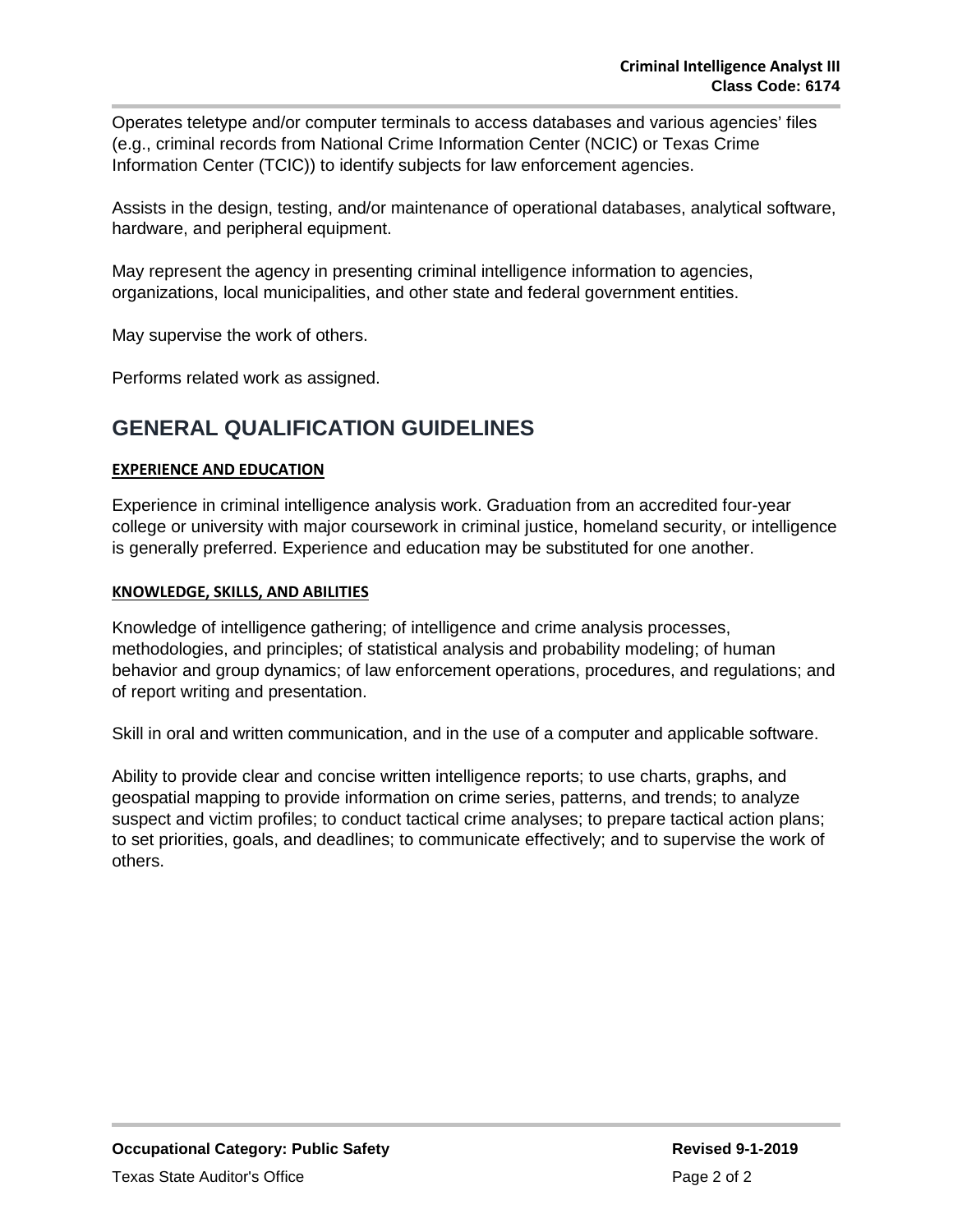Operates teletype and/or computer terminals to access databases and various agencies' files (e.g., criminal records from National Crime Information Center (NCIC) or Texas Crime Information Center (TCIC)) to identify subjects for law enforcement agencies.

Assists in the design, testing, and/or maintenance of operational databases, analytical software, hardware, and peripheral equipment.

May represent the agency in presenting criminal intelligence information to agencies, organizations, local municipalities, and other state and federal government entities.

May supervise the work of others.

Performs related work as assigned.

## GENERAL QUALIFICATION GUIDELINES

### EXPERIENCE AND EDUCATION

Experience in criminal intelligence analysis work. Graduation from an accredited four-year college or university with major coursework in criminal justice, homeland security, or intelligence is generally preferred. Experience and education may be substituted for one another.

### KNOWLEDGE, SKILLS, AND ABILITIES

Knowledge of intelligence gathering; of intelligence and crime analysis processes, methodologies, and principles; of statistical analysis and probability modeling; of human behavior and group dynamics; of law enforcement operations, procedures, and regulations; and of report writing and presentation.

Skill in oral and written communication, and in the use of a computer and applicable software.

Ability to provide clear and concise written intelligence reports; to use charts, graphs, and geospatial mapping to provide information on crime series, patterns, and trends; to analyze suspect and victim profiles; to conduct tactical crime analyses; to prepare tactical action plans; to set priorities, goals, and deadlines; to communicate effectively; and to supervise the work of others.

**Occupational Category: Public Safety** **Revised 9-1-2019**

Texas State Auditor's Office